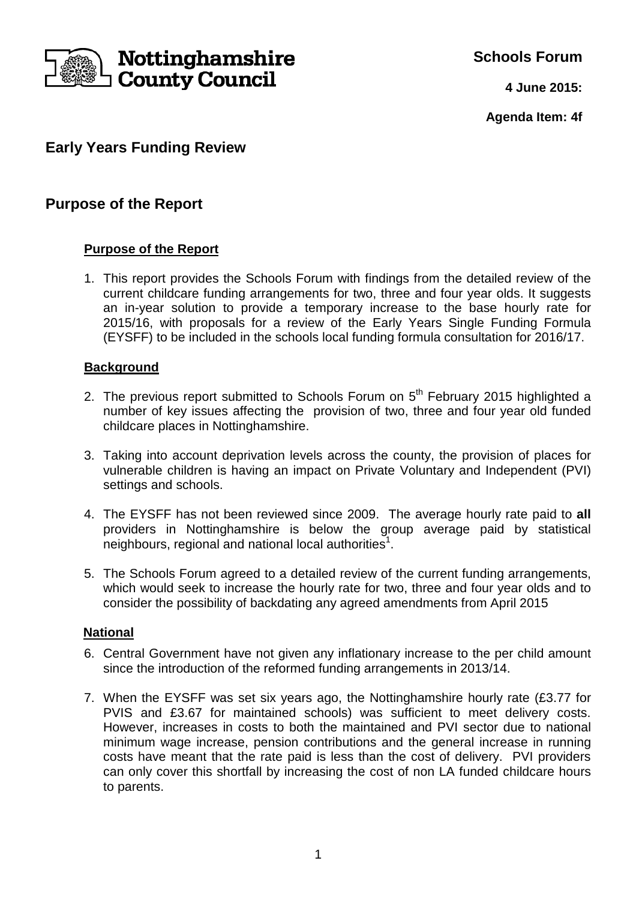Nottinghamshire County Council

**Schools Forum**

**4 June 2015:**

**Agenda Item: 4f**

## Early Years Funding Review

## Purpose of the Report

### Purpose of the Report

1. This report provides the Schools Forum with findings from the detailed review of the current childcare funding arrangements for two, three and four year olds. It suggests an in-year solution to provide a temporary increase to the base hourly rate for 2015/16, with proposals for a review of the Early Years Single Funding Formula (EYSFF) to be included in the schools local funding formula consultation for 2016/17.

### Background

2. The previous report submitted to Schools Forum on 5th February 2015 highlighted a number of key issues affecting the provision of two, three and four year old funded childcare places in Nottinghamshire.

3. Taking into account deprivation levels across the county, the provision of places for vulnerable children is having an impact on Private Voluntary and Independent (PVI) settings and schools.

4. The EYSFF has not been reviewed since 2009. The average hourly rate paid to **all** providers in Nottinghamshire is below the group average paid by statistical neighbours, regional and national local authorities[1].

5. The Schools Forum agreed to a detailed review of the current funding arrangements, which would seek to increase the hourly rate for two, three and four year olds and to consider the possibility of backdating any agreed amendments from April 2015

### National

6. Central Government have not given any inflationary increase to the per child amount since the introduction of the reformed funding arrangements in 2013/14.

7. When the EYSFF was set six years ago, the Nottinghamshire hourly rate (£3.77 for PVIS and £3.67 for maintained schools) was sufficient to meet delivery costs. However, increases in costs to both the maintained and PVI sector due to national minimum wage increase, pension contributions and the general increase in running costs have meant that the rate paid is less than the cost of delivery. PVI providers can only cover this shortfall by increasing the cost of non LA funded childcare hours to parents.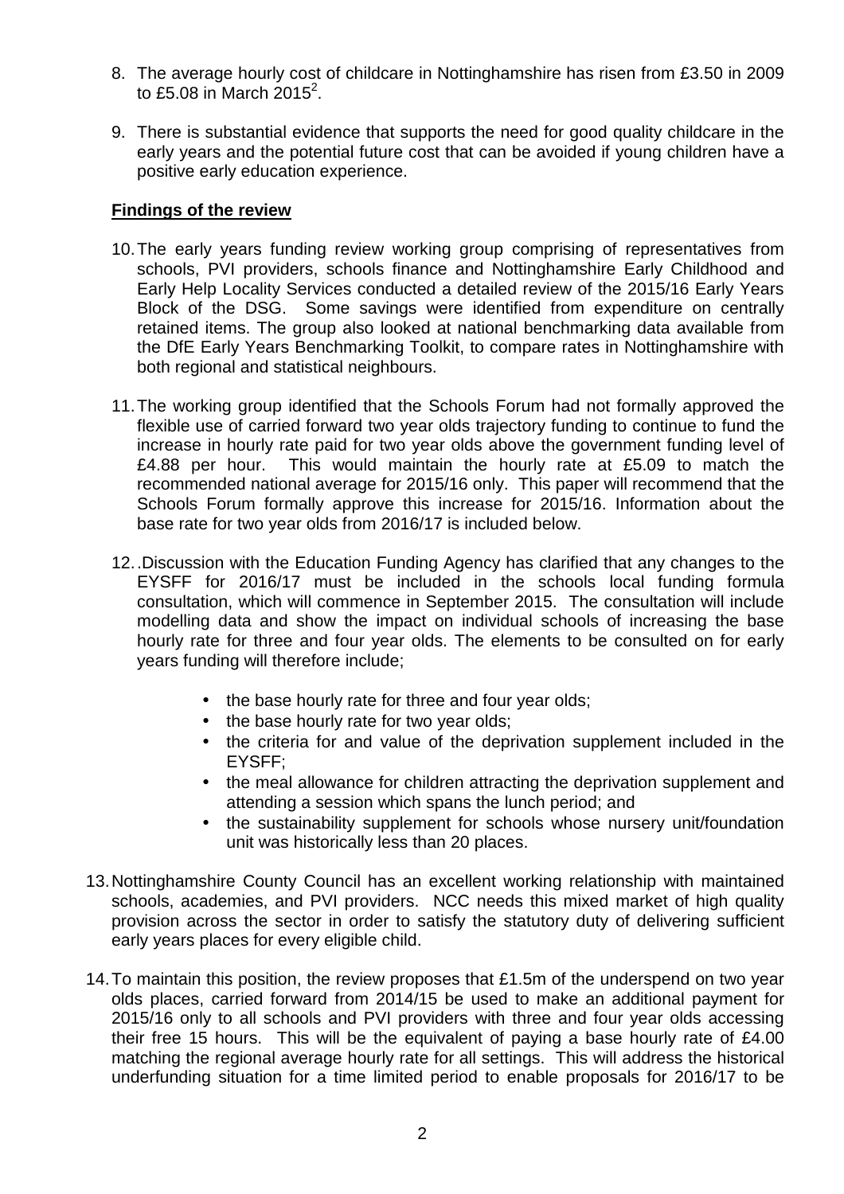8. The average hourly cost of childcare in Nottinghamshire has risen from £3.50 in 2009 to £5.08 in March 2015[2].

9. There is substantial evidence that supports the need for good quality childcare in the early years and the potential future cost that can be avoided if young children have a positive early education experience.

**Findings of the review**

10. The early years funding review working group comprising of representatives from schools, PVI providers, schools finance and Nottinghamshire Early Childhood and Early Help Locality Services conducted a detailed review of the 2015/16 Early Years Block of the DSG. Some savings were identified from expenditure on centrally retained items. The group also looked at national benchmarking data available from the DfE Early Years Benchmarking Toolkit, to compare rates in Nottinghamshire with both regional and statistical neighbours.

11. The working group identified that the Schools Forum had not formally approved the flexible use of carried forward two year olds trajectory funding to continue to fund the increase in hourly rate paid for two year olds above the government funding level of £4.88 per hour. This would maintain the hourly rate at £5.09 to match the recommended national average for 2015/16 only. This paper will recommend that the Schools Forum formally approve this increase for 2015/16. Information about the base rate for two year olds from 2016/17 is included below.

12. .Discussion with the Education Funding Agency has clarified that any changes to the EYSFF for 2016/17 must be included in the schools local funding formula consultation, which will commence in September 2015. The consultation will include modelling data and show the impact on individual schools of increasing the base hourly rate for three and four year olds. The elements to be consulted on for early years funding will therefore include;

    - the base hourly rate for three and four year olds;
    - the base hourly rate for two year olds;
    - the criteria for and value of the deprivation supplement included in the EYSFF;
    - the meal allowance for children attracting the deprivation supplement and attending a session which spans the lunch period; and
    - the sustainability supplement for schools whose nursery unit/foundation unit was historically less than 20 places.

13. Nottinghamshire County Council has an excellent working relationship with maintained schools, academies, and PVI providers. NCC needs this mixed market of high quality provision across the sector in order to satisfy the statutory duty of delivering sufficient early years places for every eligible child.

14. To maintain this position, the review proposes that £1.5m of the underspend on two year olds places, carried forward from 2014/15 be used to make an additional payment for 2015/16 only to all schools and PVI providers with three and four year olds accessing their free 15 hours. This will be the equivalent of paying a base hourly rate of £4.00 matching the regional average hourly rate for all settings. This will address the historical underfunding situation for a time limited period to enable proposals for 2016/17 to be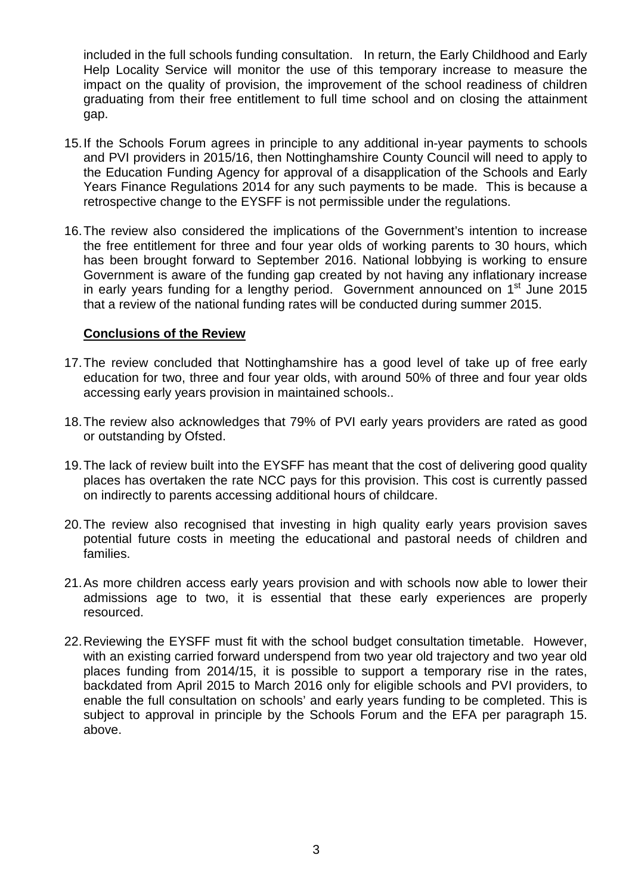included in the full schools funding consultation. In return, the Early Childhood and Early Help Locality Service will monitor the use of this temporary increase to measure the impact on the quality of provision, the improvement of the school readiness of children graduating from their free entitlement to full time school and on closing the attainment gap.

15. If the Schools Forum agrees in principle to any additional in-year payments to schools and PVI providers in 2015/16, then Nottinghamshire County Council will need to apply to the Education Funding Agency for approval of a disapplication of the Schools and Early Years Finance Regulations 2014 for any such payments to be made. This is because a retrospective change to the EYSFF is not permissible under the regulations.

16. The review also considered the implications of the Government's intention to increase the free entitlement for three and four year olds of working parents to 30 hours, which has been brought forward to September 2016. National lobbying is working to ensure Government is aware of the funding gap created by not having any inflationary increase in early years funding for a lengthy period. Government announced on 1st June 2015 that a review of the national funding rates will be conducted during summer 2015.

**Conclusions of the Review**

17. The review concluded that Nottinghamshire has a good level of take up of free early education for two, three and four year olds, with around 50% of three and four year olds accessing early years provision in maintained schools..

18. The review also acknowledges that 79% of PVI early years providers are rated as good or outstanding by Ofsted.

19. The lack of review built into the EYSFF has meant that the cost of delivering good quality places has overtaken the rate NCC pays for this provision. This cost is currently passed on indirectly to parents accessing additional hours of childcare.

20. The review also recognised that investing in high quality early years provision saves potential future costs in meeting the educational and pastoral needs of children and families.

21. As more children access early years provision and with schools now able to lower their admissions age to two, it is essential that these early experiences are properly resourced.

22. Reviewing the EYSFF must fit with the school budget consultation timetable. However, with an existing carried forward underspend from two year old trajectory and two year old places funding from 2014/15, it is possible to support a temporary rise in the rates, backdated from April 2015 to March 2016 only for eligible schools and PVI providers, to enable the full consultation on schools' and early years funding to be completed. This is subject to approval in principle by the Schools Forum and the EFA per paragraph 15. above.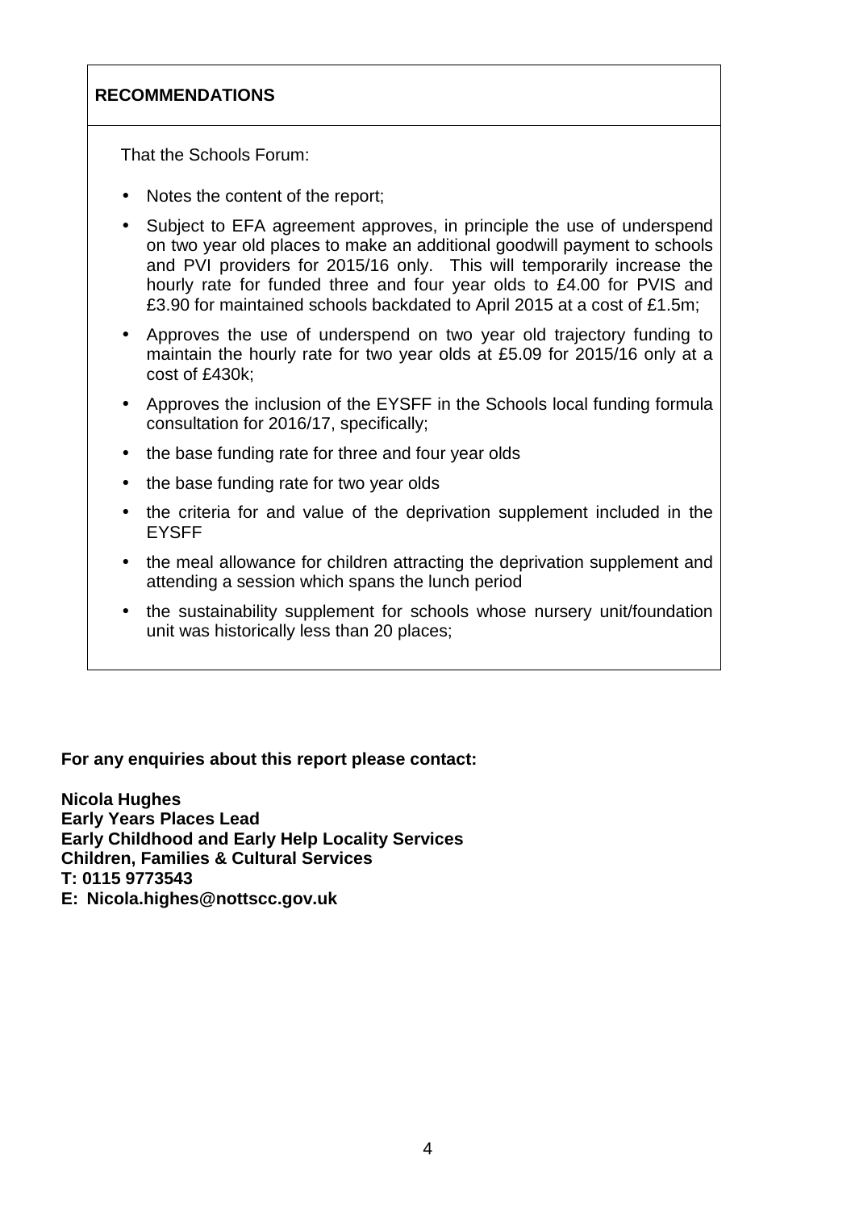## RECOMMENDATIONS

That the Schools Forum:

- Notes the content of the report;
- Subject to EFA agreement approves, in principle the use of underspend on two year old places to make an additional goodwill payment to schools and PVI providers for 2015/16 only. This will temporarily increase the hourly rate for funded three and four year olds to £4.00 for PVIS and £3.90 for maintained schools backdated to April 2015 at a cost of £1.5m;
- Approves the use of underspend on two year old trajectory funding to maintain the hourly rate for two year olds at £5.09 for 2015/16 only at a cost of £430k;
- Approves the inclusion of the EYSFF in the Schools local funding formula consultation for 2016/17, specifically;
- the base funding rate for three and four year olds
- the base funding rate for two year olds
- the criteria for and value of the deprivation supplement included in the EYSFF
- the meal allowance for children attracting the deprivation supplement and attending a session which spans the lunch period
- the sustainability supplement for schools whose nursery unit/foundation unit was historically less than 20 places;

**For any enquiries about this report please contact:**

**Nicola Hughes**
**Early Years Places Lead**
**Early Childhood and Early Help Locality Services**
**Children, Families & Cultural Services**
**T: 0115 9773543**
**E: Nicola.highes@nottscc.gov.uk**